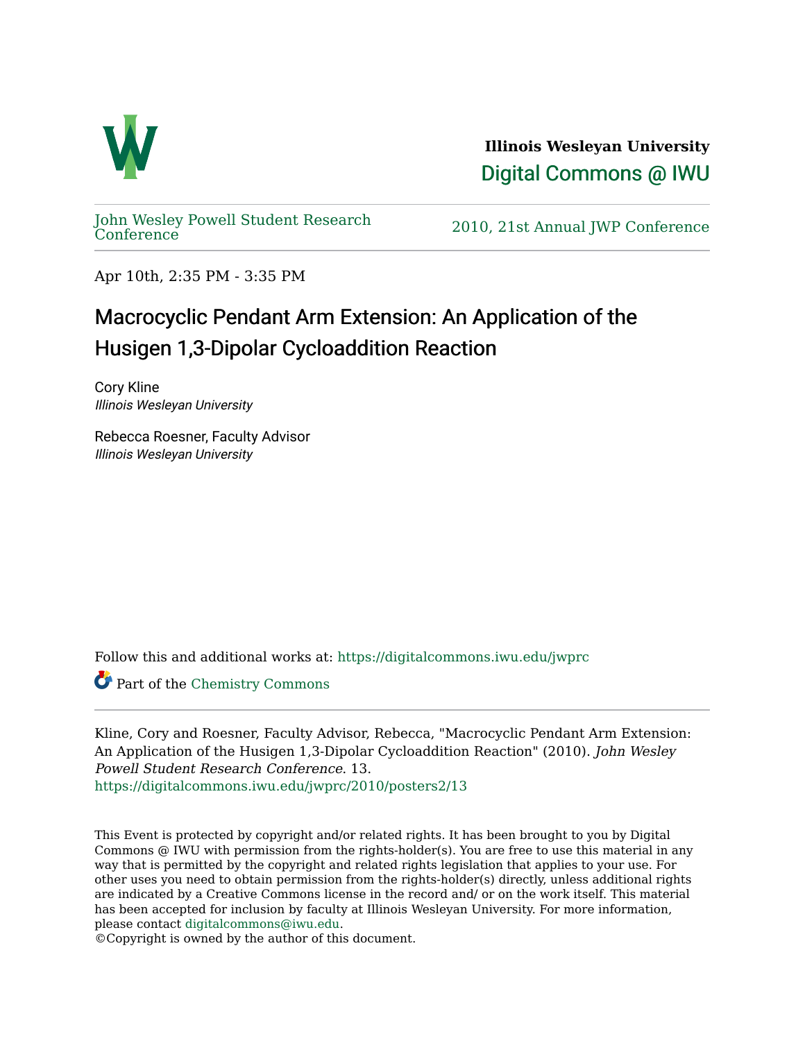**Illinois Wesleyan University**

Digital Commons @ IWU

John Wesley Powell Student Research Conference

2010, 21st Annual JWP Conference

Apr 10th, 2:35 PM - 3:35 PM

# Macrocyclic Pendant Arm Extension: An Application of the Husigen 1,3-Dipolar Cycloaddition Reaction

Cory Kline
*Illinois Wesleyan University*

Rebecca Roesner, Faculty Advisor
*Illinois Wesleyan University*

Follow this and additional works at: https://digitalcommons.iwu.edu/jwprc

Part of the Chemistry Commons

Kline, Cory and Roesner, Faculty Advisor, Rebecca, "Macrocyclic Pendant Arm Extension: An Application of the Husigen 1,3-Dipolar Cycloaddition Reaction" (2010). *John Wesley Powell Student Research Conference*. 13.
https://digitalcommons.iwu.edu/jwprc/2010/posters2/13

This Event is protected by copyright and/or related rights. It has been brought to you by Digital Commons @ IWU with permission from the rights-holder(s). You are free to use this material in any way that is permitted by the copyright and related rights legislation that applies to your use. For other uses you need to obtain permission from the rights-holder(s) directly, unless additional rights are indicated by a Creative Commons license in the record and/ or on the work itself. This material has been accepted for inclusion by faculty at Illinois Wesleyan University. For more information, please contact digitalcommons@iwu.edu.
©Copyright is owned by the author of this document.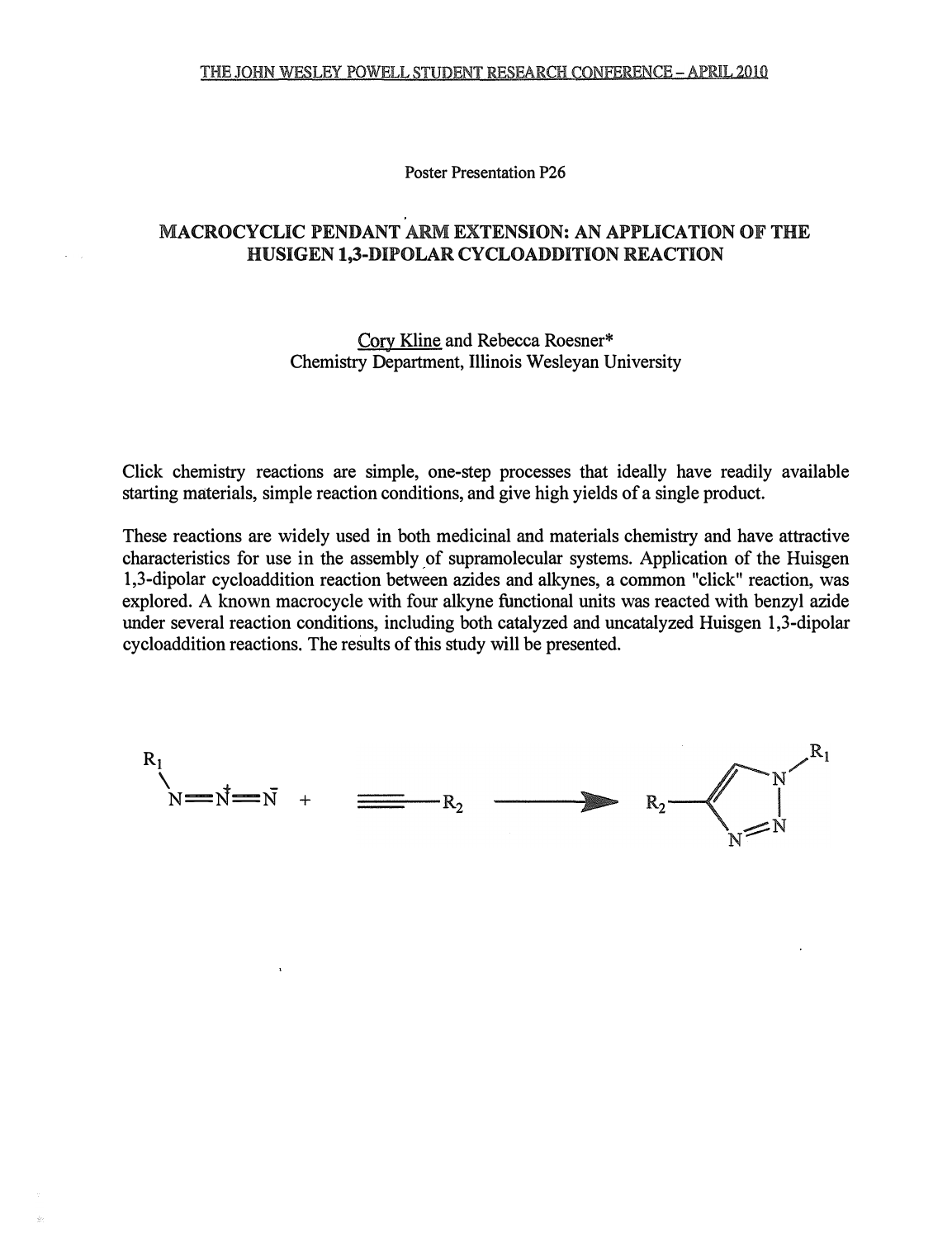Poster Presentation P26

# MACROCYCLIC PENDANT ARM EXTENSION: AN APPLICATION OF THE HUSIGEN 1,3-DIPOLAR CYCLOADDITION REACTION

Cory Kline and Rebecca Roesner*
Chemistry Department, Illinois Wesleyan University

Click chemistry reactions are simple, one-step processes that ideally have readily available starting materials, simple reaction conditions, and give high yields of a single product.

These reactions are widely used in both medicinal and materials chemistry and have attractive characteristics for use in the assembly of supramolecular systems. Application of the Huisgen 1,3-dipolar cycloaddition reaction between azides and alkynes, a common "click" reaction, was explored. A known macrocycle with four alkyne functional units was reacted with benzyl azide under several reaction conditions, including both catalyzed and uncatalyzed Huisgen 1,3-dipolar cycloaddition reactions. The results of this study will be presented.

$R_1$–$N{=}N^{+}{=}N^{-}$ + ≡–$R_2$ ⟶ $R_2$–(1,2,3-triazole)–$R_1$